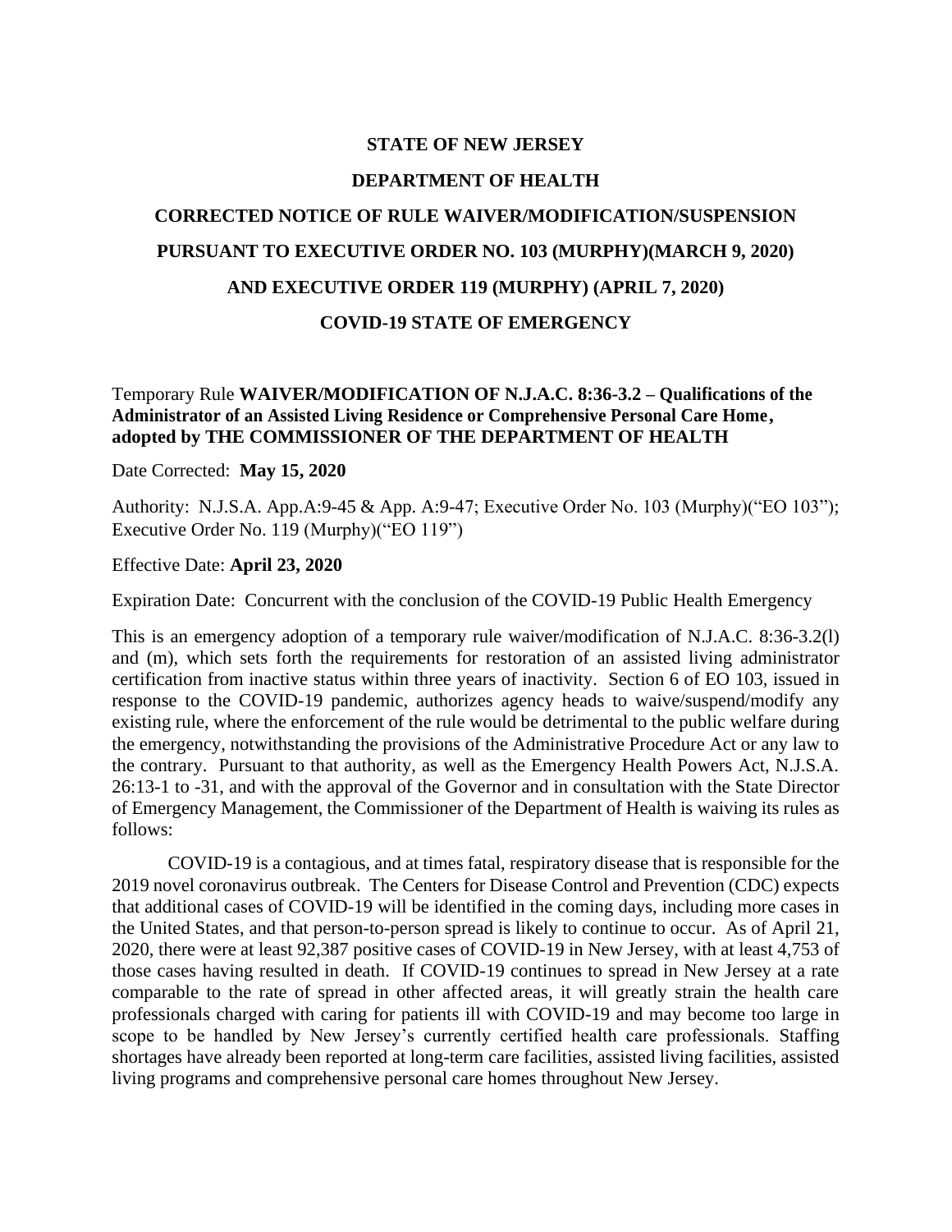# STATE OF NEW JERSEY

# DEPARTMENT OF HEALTH

## CORRECTED NOTICE OF RULE WAIVER/MODIFICATION/SUSPENSION

## PURSUANT TO EXECUTIVE ORDER NO. 103 (MURPHY)(MARCH 9, 2020)

## AND EXECUTIVE ORDER 119 (MURPHY) (APRIL 7, 2020)

## COVID-19 STATE OF EMERGENCY

Temporary Rule **WAIVER/MODIFICATION OF N.J.A.C. 8:36-3.2 – Qualifications of the Administrator of an Assisted Living Residence or Comprehensive Personal Care Home, adopted by THE COMMISSIONER OF THE DEPARTMENT OF HEALTH**

Date Corrected: **May 15, 2020**

Authority: N.J.S.A. App.A:9-45 & App. A:9-47; Executive Order No. 103 (Murphy)("EO 103"); Executive Order No. 119 (Murphy)("EO 119")

Effective Date: **April 23, 2020**

Expiration Date: Concurrent with the conclusion of the COVID-19 Public Health Emergency

This is an emergency adoption of a temporary rule waiver/modification of N.J.A.C. 8:36-3.2(l) and (m), which sets forth the requirements for restoration of an assisted living administrator certification from inactive status within three years of inactivity. Section 6 of EO 103, issued in response to the COVID-19 pandemic, authorizes agency heads to waive/suspend/modify any existing rule, where the enforcement of the rule would be detrimental to the public welfare during the emergency, notwithstanding the provisions of the Administrative Procedure Act or any law to the contrary. Pursuant to that authority, as well as the Emergency Health Powers Act, N.J.S.A. 26:13-1 to -31, and with the approval of the Governor and in consultation with the State Director of Emergency Management, the Commissioner of the Department of Health is waiving its rules as follows:

COVID-19 is a contagious, and at times fatal, respiratory disease that is responsible for the 2019 novel coronavirus outbreak. The Centers for Disease Control and Prevention (CDC) expects that additional cases of COVID-19 will be identified in the coming days, including more cases in the United States, and that person-to-person spread is likely to continue to occur. As of April 21, 2020, there were at least 92,387 positive cases of COVID-19 in New Jersey, with at least 4,753 of those cases having resulted in death. If COVID-19 continues to spread in New Jersey at a rate comparable to the rate of spread in other affected areas, it will greatly strain the health care professionals charged with caring for patients ill with COVID-19 and may become too large in scope to be handled by New Jersey's currently certified health care professionals. Staffing shortages have already been reported at long-term care facilities, assisted living facilities, assisted living programs and comprehensive personal care homes throughout New Jersey.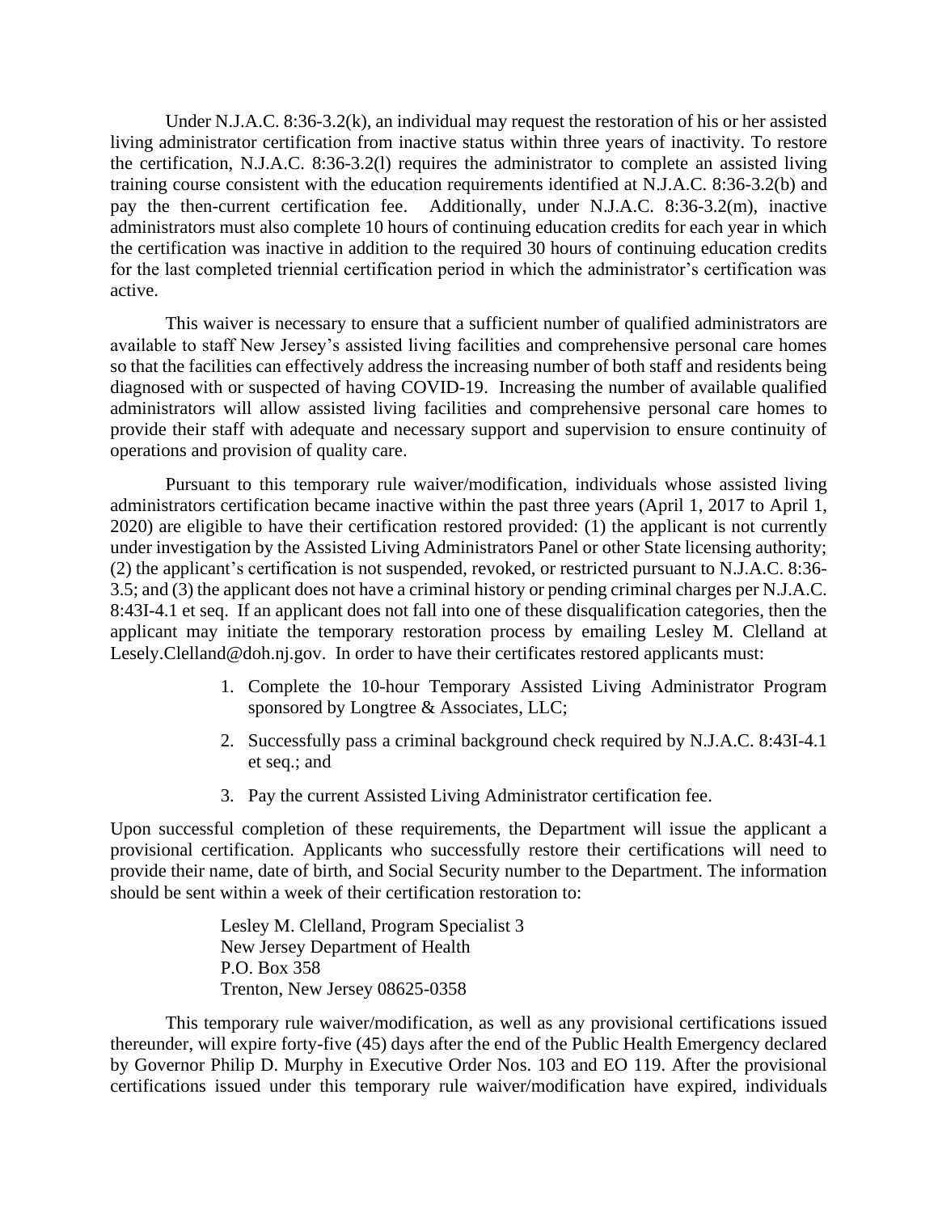Under N.J.A.C. 8:36-3.2(k), an individual may request the restoration of his or her assisted living administrator certification from inactive status within three years of inactivity. To restore the certification, N.J.A.C. 8:36-3.2(l) requires the administrator to complete an assisted living training course consistent with the education requirements identified at N.J.A.C. 8:36-3.2(b) and pay the then-current certification fee. Additionally, under N.J.A.C. 8:36-3.2(m), inactive administrators must also complete 10 hours of continuing education credits for each year in which the certification was inactive in addition to the required 30 hours of continuing education credits for the last completed triennial certification period in which the administrator's certification was active.

This waiver is necessary to ensure that a sufficient number of qualified administrators are available to staff New Jersey's assisted living facilities and comprehensive personal care homes so that the facilities can effectively address the increasing number of both staff and residents being diagnosed with or suspected of having COVID-19. Increasing the number of available qualified administrators will allow assisted living facilities and comprehensive personal care homes to provide their staff with adequate and necessary support and supervision to ensure continuity of operations and provision of quality care.

Pursuant to this temporary rule waiver/modification, individuals whose assisted living administrators certification became inactive within the past three years (April 1, 2017 to April 1, 2020) are eligible to have their certification restored provided: (1) the applicant is not currently under investigation by the Assisted Living Administrators Panel or other State licensing authority; (2) the applicant's certification is not suspended, revoked, or restricted pursuant to N.J.A.C. 8:36-3.5; and (3) the applicant does not have a criminal history or pending criminal charges per N.J.A.C. 8:43I-4.1 et seq. If an applicant does not fall into one of these disqualification categories, then the applicant may initiate the temporary restoration process by emailing Lesley M. Clelland at Lesely.Clelland@doh.nj.gov. In order to have their certificates restored applicants must:

1. Complete the 10-hour Temporary Assisted Living Administrator Program sponsored by Longtree & Associates, LLC;
2. Successfully pass a criminal background check required by N.J.A.C. 8:43I-4.1 et seq.; and
3. Pay the current Assisted Living Administrator certification fee.

Upon successful completion of these requirements, the Department will issue the applicant a provisional certification. Applicants who successfully restore their certifications will need to provide their name, date of birth, and Social Security number to the Department. The information should be sent within a week of their certification restoration to:

Lesley M. Clelland, Program Specialist 3
New Jersey Department of Health
P.O. Box 358
Trenton, New Jersey 08625-0358

This temporary rule waiver/modification, as well as any provisional certifications issued thereunder, will expire forty-five (45) days after the end of the Public Health Emergency declared by Governor Philip D. Murphy in Executive Order Nos. 103 and EO 119. After the provisional certifications issued under this temporary rule waiver/modification have expired, individuals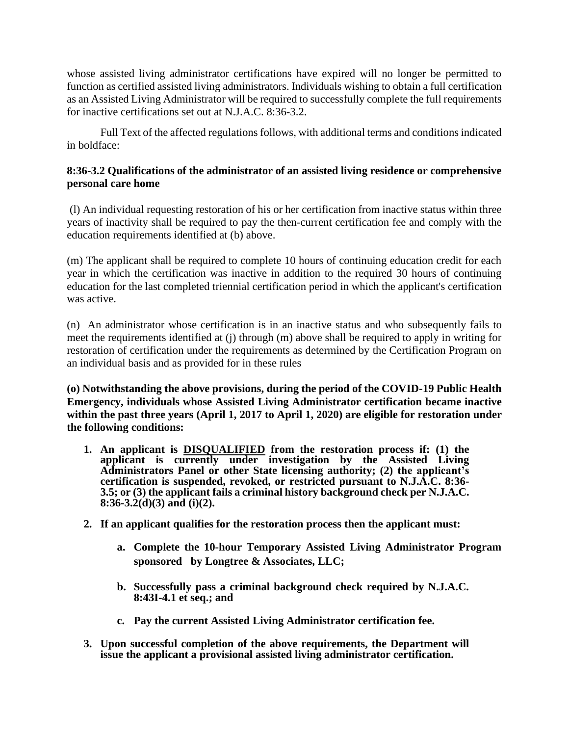whose assisted living administrator certifications have expired will no longer be permitted to function as certified assisted living administrators. Individuals wishing to obtain a full certification as an Assisted Living Administrator will be required to successfully complete the full requirements for inactive certifications set out at N.J.A.C. 8:36-3.2.

Full Text of the affected regulations follows, with additional terms and conditions indicated in boldface:

**8:36-3.2 Qualifications of the administrator of an assisted living residence or comprehensive personal care home**

(l) An individual requesting restoration of his or her certification from inactive status within three years of inactivity shall be required to pay the then-current certification fee and comply with the education requirements identified at (b) above.

(m) The applicant shall be required to complete 10 hours of continuing education credit for each year in which the certification was inactive in addition to the required 30 hours of continuing education for the last completed triennial certification period in which the applicant's certification was active.

(n) An administrator whose certification is in an inactive status and who subsequently fails to meet the requirements identified at (j) through (m) above shall be required to apply in writing for restoration of certification under the requirements as determined by the Certification Program on an individual basis and as provided for in these rules

**(o) Notwithstanding the above provisions, during the period of the COVID-19 Public Health Emergency, individuals whose Assisted Living Administrator certification became inactive within the past three years (April 1, 2017 to April 1, 2020) are eligible for restoration under the following conditions:**

1. **An applicant is <u>DISQUALIFIED</u> from the restoration process if: (1) the applicant is currently under investigation by the Assisted Living Administrators Panel or other State licensing authority; (2) the applicant's certification is suspended, revoked, or restricted pursuant to N.J.A.C. 8:36-3.5; or (3) the applicant fails a criminal history background check per N.J.A.C. 8:36-3.2(d)(3) and (i)(2).**

2. **If an applicant qualifies for the restoration process then the applicant must:**

   a. **Complete the 10-hour Temporary Assisted Living Administrator Program sponsored by Longtree & Associates, LLC;**

   b. **Successfully pass a criminal background check required by N.J.A.C. 8:43I-4.1 et seq.; and**

   c. **Pay the current Assisted Living Administrator certification fee.**

3. **Upon successful completion of the above requirements, the Department will issue the applicant a provisional assisted living administrator certification.**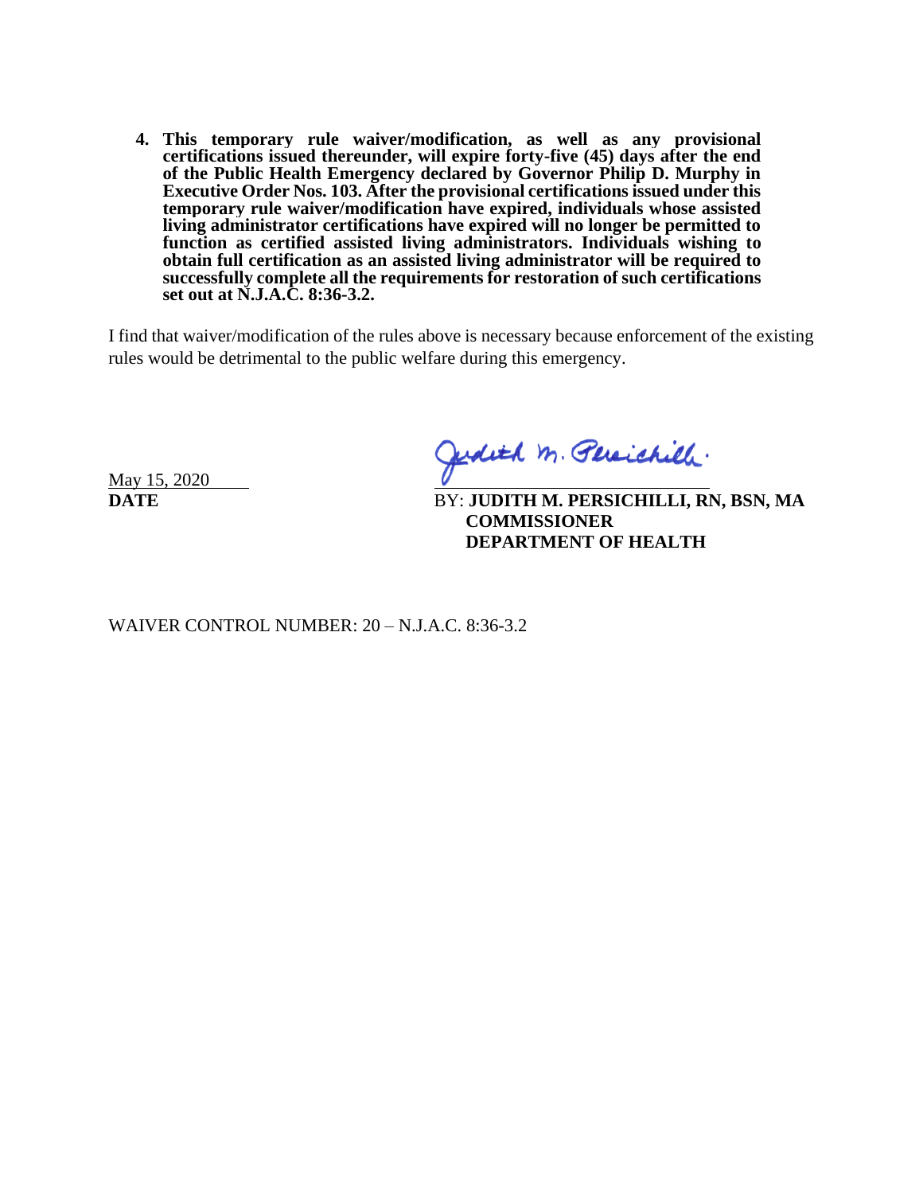4. **This temporary rule waiver/modification, as well as any provisional certifications issued thereunder, will expire forty-five (45) days after the end of the Public Health Emergency declared by Governor Philip D. Murphy in Executive Order Nos. 103. After the provisional certifications issued under this temporary rule waiver/modification have expired, individuals whose assisted living administrator certifications have expired will no longer be permitted to function as certified assisted living administrators. Individuals wishing to obtain full certification as an assisted living administrator will be required to successfully complete all the requirements for restoration of such certifications set out at N.J.A.C. 8:36-3.2.**

I find that waiver/modification of the rules above is necessary because enforcement of the existing rules would be detrimental to the public welfare during this emergency.

May 15, 2020
**DATE**

Judith M. Persichilli

BY: **JUDITH M. PERSICHILLI, RN, BSN, MA**
**COMMISSIONER**
**DEPARTMENT OF HEALTH**

WAIVER CONTROL NUMBER: 20 – N.J.A.C. 8:36-3.2